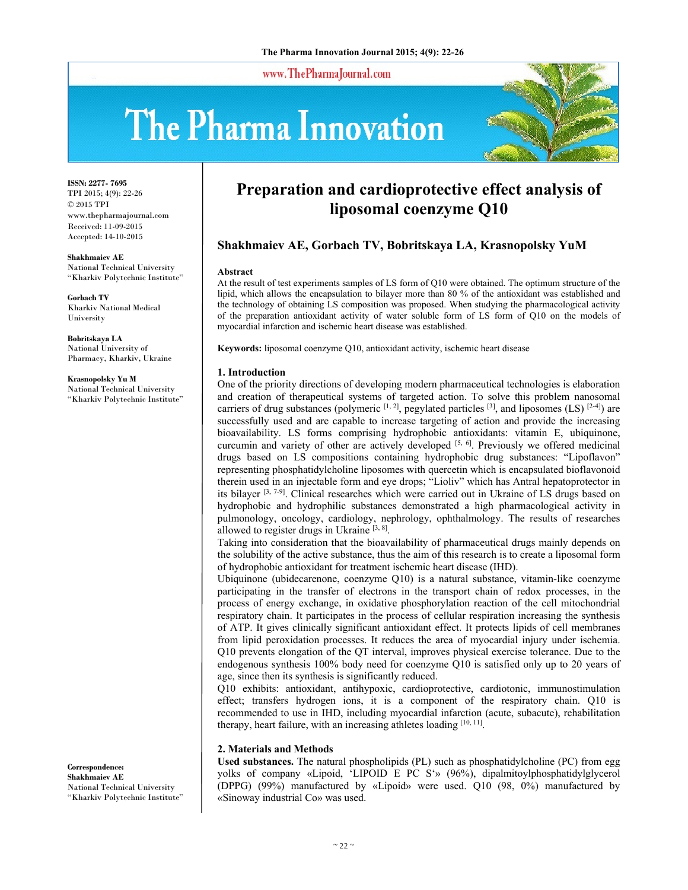# Preparation and cardioprotective effect analysis of liposomal coenzyme Q10

**Shakhmaiev AE, Gorbach TV, Bobritskaya LA, Krasnopolsky YuM**

ISSN: 2277- 7695
TPI 2015; 4(9): 22-26
© 2015 TPI
www.thepharmajournal.com
Received: 11-09-2015
Accepted: 14-10-2015

**Shakhmaiev AE**
National Technical University "Kharkiv Polytechnic Institute"

**Gorbach TV**
Kharkiv National Medical University

**Bobritskaya LA**
National University of Pharmacy, Kharkiv, Ukraine

**Krasnopolsky Yu M**
National Technical University "Kharkiv Polytechnic Institute"

**Correspondence:**
**Shakhmaiev AE**
National Technical University "Kharkiv Polytechnic Institute"

### Abstract

At the result of test experiments samples of LS form of Q10 were obtained. The optimum structure of the lipid, which allows the encapsulation to bilayer more than 80 % of the antioxidant was established and the technology of obtaining LS composition was proposed. When studying the pharmacological activity of the preparation antioxidant activity of water soluble form of LS form of Q10 on the models of myocardial infarction and ischemic heart disease was established.

**Keywords:** liposomal coenzyme Q10, antioxidant activity, ischemic heart disease

## 1. Introduction

One of the priority directions of developing modern pharmaceutical technologies is elaboration and creation of therapeutical systems of targeted action. To solve this problem nanosomal carriers of drug substances (polymeric [1, 2], pegylated particles [3], and liposomes (LS) [2-4]) are successfully used and are capable to increase targeting of action and provide the increasing bioavailability. LS forms comprising hydrophobic antioxidants: vitamin E, ubiquinone, curcumin and variety of other are actively developed [5, 6]. Previously we offered medicinal drugs based on LS compositions containing hydrophobic drug substances: "Lipoflavon" representing phosphatidylcholine liposomes with quercetin which is encapsulated bioflavonoid therein used in an injectable form and eye drops; "Lioliv" which has Antral hepatoprotector in its bilayer [3, 7-9]. Clinical researches which were carried out in Ukraine of LS drugs based on hydrophobic and hydrophilic substances demonstrated a high pharmacological activity in pulmonology, oncology, cardiology, nephrology, ophthalmology. The results of researches allowed to register drugs in Ukraine [3, 8].

Taking into consideration that the bioavailability of pharmaceutical drugs mainly depends on the solubility of the active substance, thus the aim of this research is to create a liposomal form of hydrophobic antioxidant for treatment ischemic heart disease (IHD).

Ubiquinone (ubidecarenone, coenzyme Q10) is a natural substance, vitamin-like coenzyme participating in the transfer of electrons in the transport chain of redox processes, in the process of energy exchange, in oxidative phosphorylation reaction of the cell mitochondrial respiratory chain. It participates in the process of cellular respiration increasing the synthesis of ATP. It gives clinically significant antioxidant effect. It protects lipids of cell membranes from lipid peroxidation processes. It reduces the area of myocardial injury under ischemia. Q10 prevents elongation of the QT interval, improves physical exercise tolerance. Due to the endogenous synthesis 100% body need for coenzyme Q10 is satisfied only up to 20 years of age, since then its synthesis is significantly reduced.

Q10 exhibits: antioxidant, antihypoxic, cardioprotective, cardiotonic, immunostimulation effect; transfers hydrogen ions, it is a component of the respiratory chain. Q10 is recommended to use in IHD, including myocardial infarction (acute, subacute), rehabilitation therapy, heart failure, with an increasing athletes loading [10, 11].

## 2. Materials and Methods

**Used substances.** The natural phospholipids (PL) such as phosphatidylcholine (PC) from egg yolks of company «Lipoid, 'LIPOID E PC S'» (96%), dipalmitoylphosphatidylglycerol (DPPG) (99%) manufactured by «Lipoid» were used. Q10 (98, 0%) manufactured by «Sinoway industrial Co» was used.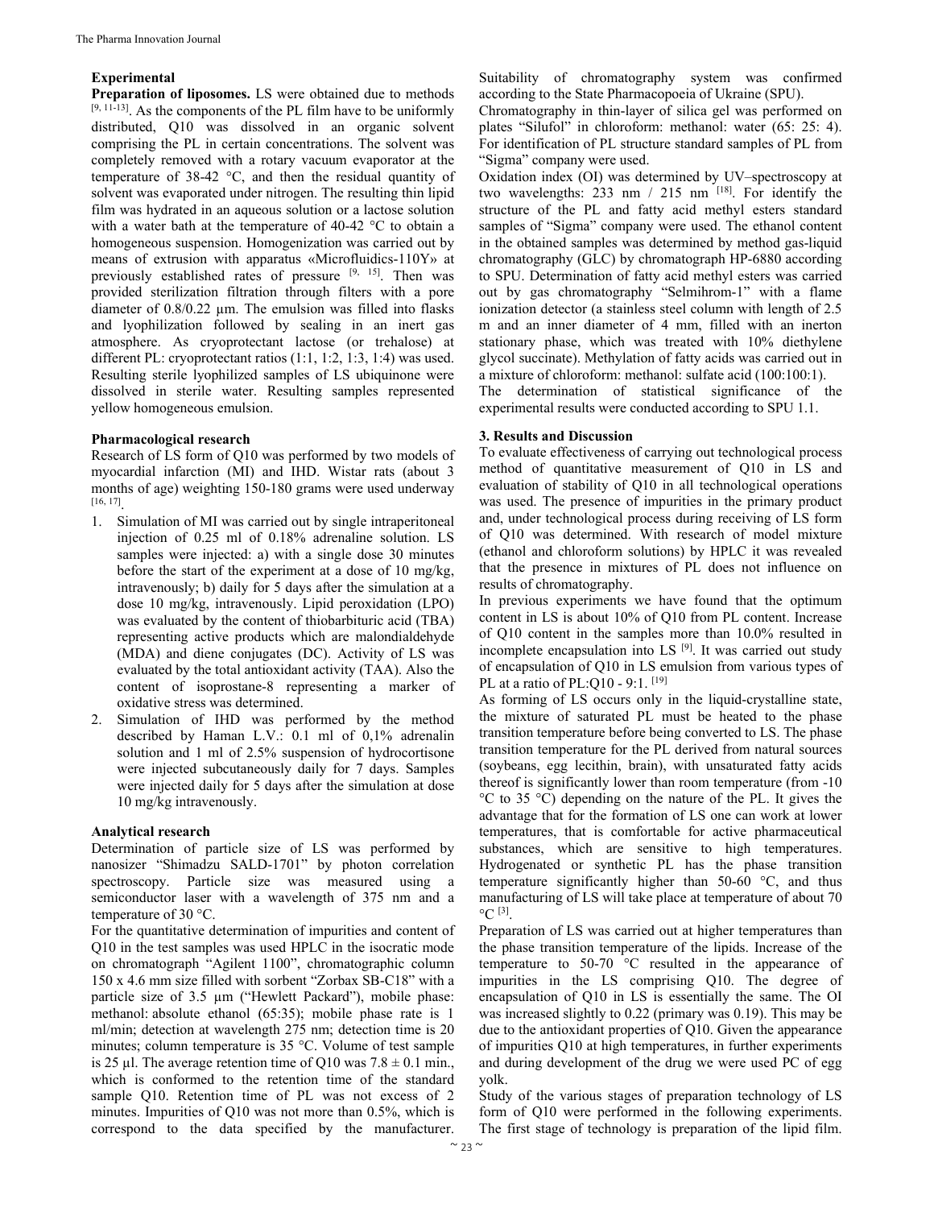**Experimental**

**Preparation of liposomes.** LS were obtained due to methods [9, 11-13]. As the components of the PL film have to be uniformly distributed, Q10 was dissolved in an organic solvent comprising the PL in certain concentrations. The solvent was completely removed with a rotary vacuum evaporator at the temperature of 38-42 °C, and then the residual quantity of solvent was evaporated under nitrogen. The resulting thin lipid film was hydrated in an aqueous solution or a lactose solution with a water bath at the temperature of 40-42 °C to obtain a homogeneous suspension. Homogenization was carried out by means of extrusion with apparatus «Microfluidics-110Y» at previously established rates of pressure [9, 15]. Then was provided sterilization filtration through filters with a pore diameter of 0.8/0.22 µm. The emulsion was filled into flasks and lyophilization followed by sealing in an inert gas atmosphere. As cryoprotectant lactose (or trehalose) at different PL: cryoprotectant ratios (1:1, 1:2, 1:3, 1:4) was used. Resulting sterile lyophilized samples of LS ubiquinone were dissolved in sterile water. Resulting samples represented yellow homogeneous emulsion.

**Pharmacological research**

Research of LS form of Q10 was performed by two models of myocardial infarction (MI) and IHD. Wistar rats (about 3 months of age) weighting 150-180 grams were used underway [16, 17].

1. Simulation of MI was carried out by single intraperitoneal injection of 0.25 ml of 0.18% adrenaline solution. LS samples were injected: a) with a single dose 30 minutes before the start of the experiment at a dose of 10 mg/kg, intravenously; b) daily for 5 days after the simulation at a dose 10 mg/kg, intravenously. Lipid peroxidation (LPO) was evaluated by the content of thiobarbituric acid (TBA) representing active products which are malondialdehyde (MDA) and diene conjugates (DC). Activity of LS was evaluated by the total antioxidant activity (TAA). Also the content of isoprostane-8 representing a marker of oxidative stress was determined.
2. Simulation of IHD was performed by the method described by Haman L.V.: 0.1 ml of 0,1% adrenalin solution and 1 ml of 2.5% suspension of hydrocortisone were injected subcutaneously daily for 7 days. Samples were injected daily for 5 days after the simulation at dose 10 mg/kg intravenously.

**Analytical research**

Determination of particle size of LS was performed by nanosizer "Shimadzu SALD-1701" by photon correlation spectroscopy. Particle size was measured using a semiconductor laser with a wavelength of 375 nm and a temperature of 30 °C.

For the quantitative determination of impurities and content of Q10 in the test samples was used HPLC in the isocratic mode on chromatograph "Agilent 1100", chromatographic column 150 x 4.6 mm size filled with sorbent "Zorbax SB-C18" with a particle size of 3.5 µm ("Hewlett Packard"), mobile phase: methanol: absolute ethanol (65:35); mobile phase rate is 1 ml/min; detection at wavelength 275 nm; detection time is 20 minutes; column temperature is 35 °C. Volume of test sample is 25 µl. The average retention time of Q10 was 7.8 ± 0.1 min., which is conformed to the retention time of the standard sample Q10. Retention time of PL was not excess of 2 minutes. Impurities of Q10 was not more than 0.5%, which is correspond to the data specified by the manufacturer. Suitability of chromatography system was confirmed according to the State Pharmacopoeia of Ukraine (SPU).

Chromatography in thin-layer of silica gel was performed on plates "Silufol" in chloroform: methanol: water (65: 25: 4). For identification of PL structure standard samples of PL from "Sigma" company were used.

Oxidation index (OI) was determined by UV–spectroscopy at two wavelengths: 233 nm / 215 nm [18]. For identify the structure of the PL and fatty acid methyl esters standard samples of "Sigma" company were used. The ethanol content in the obtained samples was determined by method gas-liquid chromatography (GLC) by chromatograph HP-6880 according to SPU. Determination of fatty acid methyl esters was carried out by gas chromatography "Selmihrom-1" with a flame ionization detector (a stainless steel column with length of 2.5 m and an inner diameter of 4 mm, filled with an inerton stationary phase, which was treated with 10% diethylene glycol succinate). Methylation of fatty acids was carried out in a mixture of chloroform: methanol: sulfate acid (100:100:1).

The determination of statistical significance of the experimental results were conducted according to SPU 1.1.

## 3. Results and Discussion

To evaluate effectiveness of carrying out technological process method of quantitative measurement of Q10 in LS and evaluation of stability of Q10 in all technological operations was used. The presence of impurities in the primary product and, under technological process during receiving of LS form of Q10 was determined. With research of model mixture (ethanol and chloroform solutions) by HPLC it was revealed that the presence in mixtures of PL does not influence on results of chromatography.

In previous experiments we have found that the optimum content in LS is about 10% of Q10 from PL content. Increase of Q10 content in the samples more than 10.0% resulted in incomplete encapsulation into LS [9]. It was carried out study of encapsulation of Q10 in LS emulsion from various types of PL at a ratio of PL:Q10 - 9:1. [19]

As forming of LS occurs only in the liquid-crystalline state, the mixture of saturated PL must be heated to the phase transition temperature before being converted to LS. The phase transition temperature for the PL derived from natural sources (soybeans, egg lecithin, brain), with unsaturated fatty acids thereof is significantly lower than room temperature (from -10 °C to 35 °C) depending on the nature of the PL. It gives the advantage that for the formation of LS one can work at lower temperatures, that is comfortable for active pharmaceutical substances, which are sensitive to high temperatures. Hydrogenated or synthetic PL has the phase transition temperature significantly higher than 50-60 °C, and thus manufacturing of LS will take place at temperature of about 70 °C [3].

Preparation of LS was carried out at higher temperatures than the phase transition temperature of the lipids. Increase of the temperature to 50-70 °C resulted in the appearance of impurities in the LS comprising Q10. The degree of encapsulation of Q10 in LS is essentially the same. The OI was increased slightly to 0.22 (primary was 0.19). This may be due to the antioxidant properties of Q10. Given the appearance of impurities Q10 at high temperatures, in further experiments and during development of the drug we were used PC of egg yolk.

Study of the various stages of preparation technology of LS form of Q10 were performed in the following experiments. The first stage of technology is preparation of the lipid film.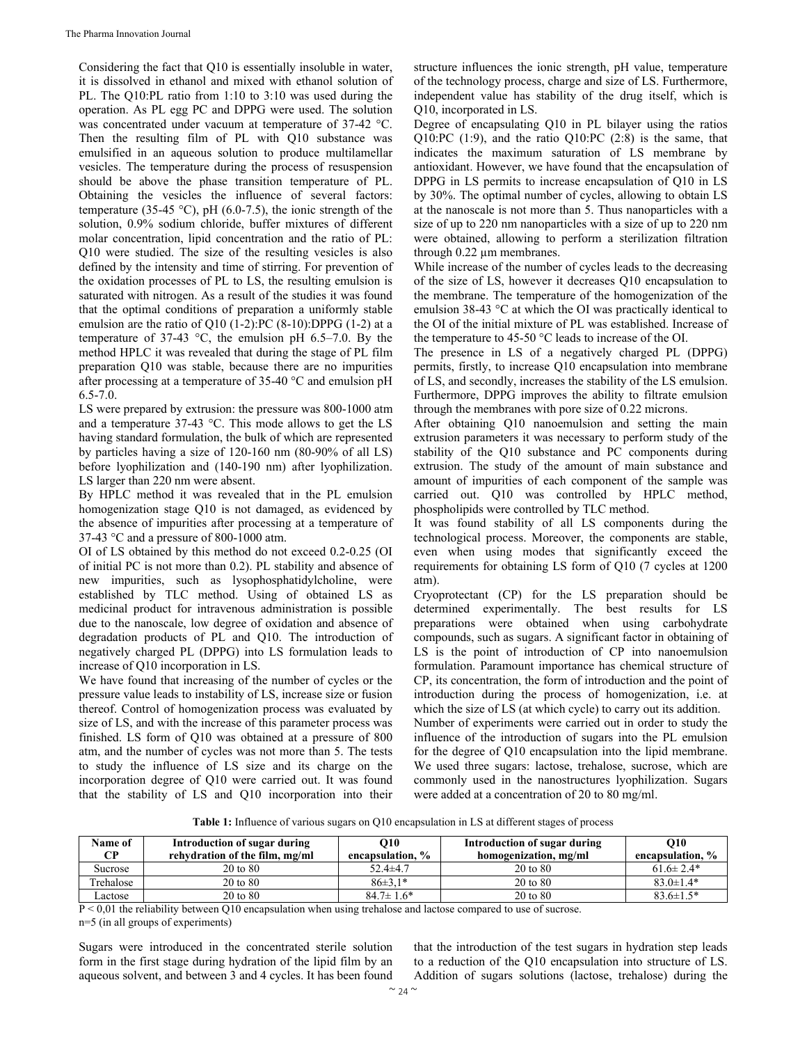Considering the fact that Q10 is essentially insoluble in water, it is dissolved in ethanol and mixed with ethanol solution of PL. The Q10:PL ratio from 1:10 to 3:10 was used during the operation. As PL egg PC and DPPG were used. The solution was concentrated under vacuum at temperature of 37-42 °C. Then the resulting film of PL with Q10 substance was emulsified in an aqueous solution to produce multilamellar vesicles. The temperature during the process of resuspension should be above the phase transition temperature of PL. Obtaining the vesicles the influence of several factors: temperature (35-45 °C), pH (6.0-7.5), the ionic strength of the solution, 0.9% sodium chloride, buffer mixtures of different molar concentration, lipid concentration and the ratio of PL: Q10 were studied. The size of the resulting vesicles is also defined by the intensity and time of stirring. For prevention of the oxidation processes of PL to LS, the resulting emulsion is saturated with nitrogen. As a result of the studies it was found that the optimal conditions of preparation a uniformly stable emulsion are the ratio of Q10 (1-2):PC (8-10):DPPG (1-2) at a temperature of 37-43 °C, the emulsion pH 6.5–7.0. By the method HPLC it was revealed that during the stage of PL film preparation Q10 was stable, because there are no impurities after processing at a temperature of 35-40 °C and emulsion pH 6.5-7.0.

LS were prepared by extrusion: the pressure was 800-1000 atm and a temperature 37-43 °C. This mode allows to get the LS having standard formulation, the bulk of which are represented by particles having a size of 120-160 nm (80-90% of all LS) before lyophilization and (140-190 nm) after lyophilization. LS larger than 220 nm were absent.

By HPLC method it was revealed that in the PL emulsion homogenization stage Q10 is not damaged, as evidenced by the absence of impurities after processing at a temperature of 37-43 °C and a pressure of 800-1000 atm.

OI of LS obtained by this method do not exceed 0.2-0.25 (OI of initial PC is not more than 0.2). PL stability and absence of new impurities, such as lysophosphatidylcholine, were established by TLC method. Using of obtained LS as medicinal product for intravenous administration is possible due to the nanoscale, low degree of oxidation and absence of degradation products of PL and Q10. The introduction of negatively charged PL (DPPG) into LS formulation leads to increase of Q10 incorporation in LS.

We have found that increasing of the number of cycles or the pressure value leads to instability of LS, increase size or fusion thereof. Control of homogenization process was evaluated by size of LS, and with the increase of this parameter process was finished. LS form of Q10 was obtained at a pressure of 800 atm, and the number of cycles was not more than 5. The tests to study the influence of LS size and its charge on the incorporation degree of Q10 were carried out. It was found that the stability of LS and Q10 incorporation into their structure influences the ionic strength, pH value, temperature of the technology process, charge and size of LS. Furthermore, independent value has stability of the drug itself, which is Q10, incorporated in LS.

Degree of encapsulating Q10 in PL bilayer using the ratios Q10:PC (1:9), and the ratio Q10:PC (2:8) is the same, that indicates the maximum saturation of LS membrane by antioxidant. However, we have found that the encapsulation of DPPG in LS permits to increase encapsulation of Q10 in LS by 30%. The optimal number of cycles, allowing to obtain LS at the nanoscale is not more than 5. Thus nanoparticles with a size of up to 220 nm nanoparticles with a size of up to 220 nm were obtained, allowing to perform a sterilization filtration through 0.22 μm membranes.

While increase of the number of cycles leads to the decreasing of the size of LS, however it decreases Q10 encapsulation to the membrane. The temperature of the homogenization of the emulsion 38-43 °C at which the OI was practically identical to the OI of the initial mixture of PL was established. Increase of the temperature to 45-50 °C leads to increase of the OI.

The presence in LS of a negatively charged PL (DPPG) permits, firstly, to increase Q10 encapsulation into membrane of LS, and secondly, increases the stability of the LS emulsion. Furthermore, DPPG improves the ability to filtrate emulsion through the membranes with pore size of 0.22 microns.

After obtaining Q10 nanoemulsion and setting the main extrusion parameters it was necessary to perform study of the stability of the Q10 substance and PC components during extrusion. The study of the amount of main substance and amount of impurities of each component of the sample was carried out. Q10 was controlled by HPLC method, phospholipids were controlled by TLC method.

It was found stability of all LS components during the technological process. Moreover, the components are stable, even when using modes that significantly exceed the requirements for obtaining LS form of Q10 (7 cycles at 1200 atm).

Cryoprotectant (CP) for the LS preparation should be determined experimentally. The best results for LS preparations were obtained when using carbohydrate compounds, such as sugars. A significant factor in obtaining of LS is the point of introduction of CP into nanoemulsion formulation. Paramount importance has chemical structure of CP, its concentration, the form of introduction and the point of introduction during the process of homogenization, i.e. at which the size of LS (at which cycle) to carry out its addition.

Number of experiments were carried out in order to study the influence of the introduction of sugars into the PL emulsion for the degree of Q10 encapsulation into the lipid membrane. We used three sugars: lactose, trehalose, sucrose, which are commonly used in the nanostructures lyophilization. Sugars were added at a concentration of 20 to 80 mg/ml.

**Table 1:** Influence of various sugars on Q10 encapsulation in LS at different stages of process

| Name of CP | Introduction of sugar during rehydration of the film, mg/ml | Q10 encapsulation, % | Introduction of sugar during homogenization, mg/ml | Q10 encapsulation, % |
|---|---|---|---|---|
| Sucrose | 20 to 80 | 52.4±4.7 | 20 to 80 | 61.6± 2.4* |
| Trehalose | 20 to 80 | 86±3,1* | 20 to 80 | 83.0±1.4* |
| Lactose | 20 to 80 | 84.7± 1.6* | 20 to 80 | 83.6±1.5* |

$P < 0,01$ the reliability between Q10 encapsulation when using trehalose and lactose compared to use of sucrose.
n=5 (in all groups of experiments)

Sugars were introduced in the concentrated sterile solution form in the first stage during hydration of the lipid film by an aqueous solvent, and between 3 and 4 cycles. It has been found that the introduction of the test sugars in hydration step leads to a reduction of the Q10 encapsulation into structure of LS. Addition of sugars solutions (lactose, trehalose) during the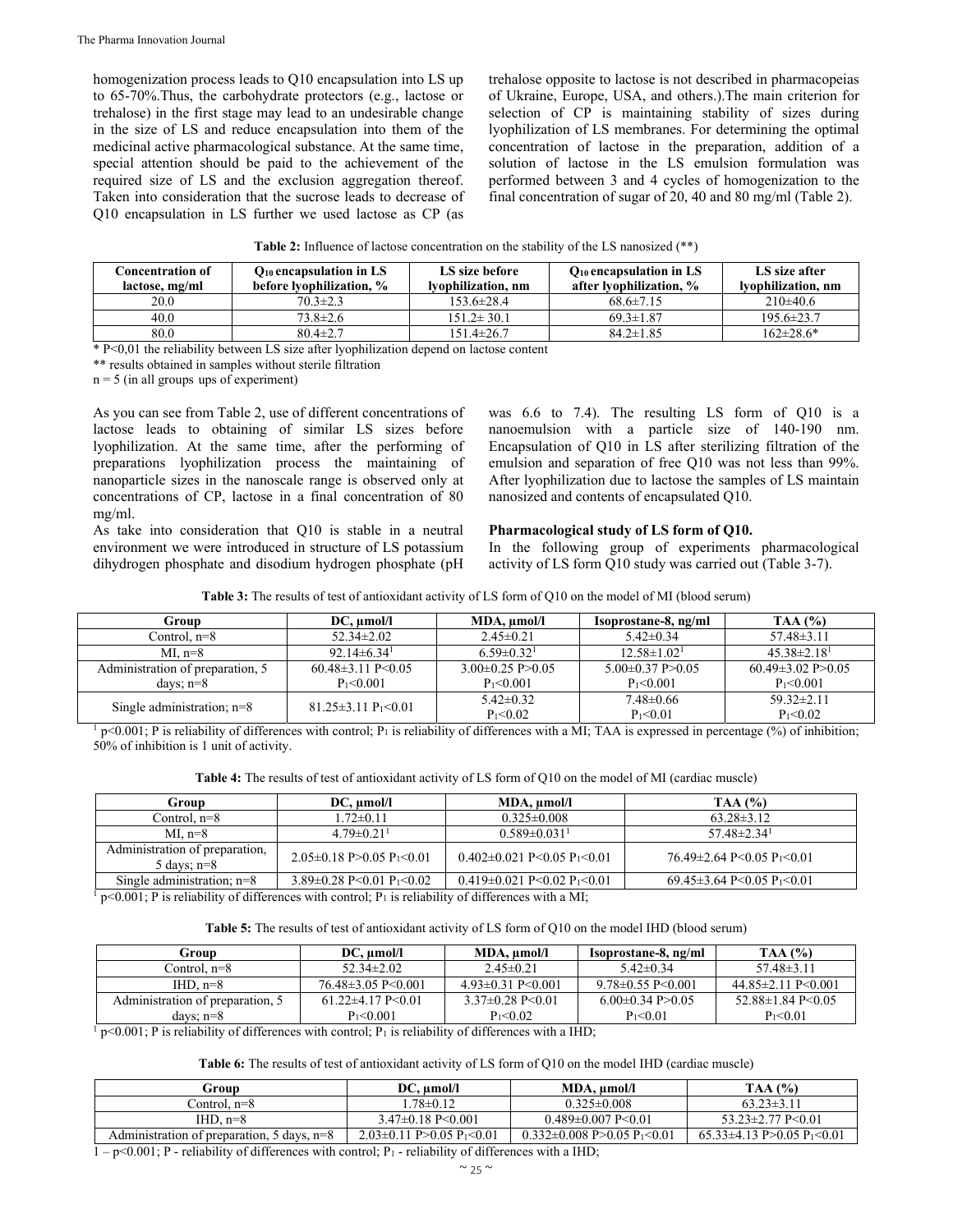homogenization process leads to Q10 encapsulation into LS up to 65-70%.Thus, the carbohydrate protectors (e.g., lactose or trehalose) in the first stage may lead to an undesirable change in the size of LS and reduce encapsulation into them of the medicinal active pharmacological substance. At the same time, special attention should be paid to the achievement of the required size of LS and the exclusion aggregation thereof. Taken into consideration that the sucrose leads to decrease of Q10 encapsulation in LS further we used lactose as CP (as trehalose opposite to lactose is not described in pharmacopeias of Ukraine, Europe, USA, and others.).The main criterion for selection of CP is maintaining stability of sizes during lyophilization of LS membranes. For determining the optimal concentration of lactose in the preparation, addition of a solution of lactose in the LS emulsion formulation was performed between 3 and 4 cycles of homogenization to the final concentration of sugar of 20, 40 and 80 mg/ml (Table 2).

**Table 2:** Influence of lactose concentration on the stability of the LS nanosized (**)

| Concentration of lactose, mg/ml | $Q_{10}$ encapsulation in LS before lyophilization, % | LS size before lyophilization, nm | $Q_{10}$ encapsulation in LS after lyophilization, % | LS size after lyophilization, nm |
|---|---|---|---|---|
| 20.0 | 70.3±2.3 | 153.6±28.4 | 68.6±7.15 | 210±40.6 |
| 40.0 | 73.8±2.6 | 151.2± 30.1 | 69.3±1.87 | 195.6±23.7 |
| 80.0 | 80.4±2.7 | 151.4±26.7 | 84.2±1.85 | 162±28.6* |

* P<0,01 the reliability between LS size after lyophilization depend on lactose content

** results obtained in samples without sterile filtration

n = 5 (in all groups ups of experiment)

As you can see from Table 2, use of different concentrations of lactose leads to obtaining of similar LS sizes before lyophilization. At the same time, after the performing of preparations lyophilization process the maintaining of nanoparticle sizes in the nanoscale range is observed only at concentrations of CP, lactose in a final concentration of 80 mg/ml.

As take into consideration that Q10 is stable in a neutral environment we were introduced in structure of LS potassium dihydrogen phosphate and disodium hydrogen phosphate (pH was 6.6 to 7.4). The resulting LS form of Q10 is a nanoemulsion with a particle size of 140-190 nm. Encapsulation of Q10 in LS after sterilizing filtration of the emulsion and separation of free Q10 was not less than 99%. After lyophilization due to lactose the samples of LS maintain nanosized and contents of encapsulated Q10.

**Pharmacological study of LS form of Q10.**

In the following group of experiments pharmacological activity of LS form Q10 study was carried out (Table 3-7).

**Table 3:** The results of test of antioxidant activity of LS form of Q10 on the model of MI (blood serum)

| Group | DC, μmol/l | MDA, μmol/l | Isoprostane-8, ng/ml | TAA (%) |
|---|---|---|---|---|
| Control, n=8 | 52.34±2.02 | 2.45±0.21 | 5.42±0.34 | 57.48±3.11 |
| MI, n=8 | 92.14±6.34[1] | 6.59±0.32[1] | 12.58±1.02[1] | 45.38±2.18[1] |
| Administration of preparation, 5 days; n=8 | 60.48±3.11 P<0.05 $P_1$<0.001 | 3.00±0.25 P>0.05 $P_1$<0.001 | 5.00±0.37 P>0.05 $P_1$<0.001 | 60.49±3.02 P>0.05 $P_1$<0.001 |
| Single administration; n=8 | 81.25±3.11 $P_1$<0.01 | 5.42±0.32 $P_1$<0.02 | 7.48±0.66 $P_1$<0.01 | 59.32±2.11 $P_1$<0.02 |

[1] p<0.001; P is reliability of differences with control; $P_1$ is reliability of differences with a MI; TAA is expressed in percentage (%) of inhibition; 50% of inhibition is 1 unit of activity.

**Table 4:** The results of test of antioxidant activity of LS form of Q10 on the model of MI (cardiac muscle)

| Group | DC, μmol/l | MDA, μmol/l | TAA (%) |
|---|---|---|---|
| Control, n=8 | 1.72±0.11 | 0.325±0.008 | 63.28±3.12 |
| MI, n=8 | 4.79±0.21[1] | 0.589±0.031[1] | 57.48±2.34[1] |
| Administration of preparation, 5 days; n=8 | 2.05±0.18 P>0.05 $P_1$<0.01 | 0.402±0.021 P<0.05 $P_1$<0.01 | 76.49±2.64 P<0.05 $P_1$<0.01 |
| Single administration; n=8 | 3.89±0.28 P<0.01 $P_1$<0.02 | 0.419±0.021 P<0.02 $P_1$<0.01 | 69.45±3.64 P<0.05 $P_1$<0.01 |

[1] p<0.001; P is reliability of differences with control; $P_1$ is reliability of differences with a MI;

**Table 5:** The results of test of antioxidant activity of LS form of Q10 on the model IHD (blood serum)

| Group | DC, μmol/l | MDA, μmol/l | Isoprostane-8, ng/ml | TAA (%) |
|---|---|---|---|---|
| Control, n=8 | 52.34±2.02 | 2.45±0.21 | 5.42±0.34 | 57.48±3.11 |
| IHD, n=8 | 76.48±3.05 P<0.001 | 4.93±0.31 P<0.001 | 9.78±0.55 P<0.001 | 44.85±2.11 P<0.001 |
| Administration of preparation, 5 days; n=8 | 61.22±4.17 P<0.01 $P_1$<0.001 | 3.37±0.28 P<0.01 $P_1$<0.02 | 6.00±0.34 P>0.05 $P_1$<0.01 | 52.88±1.84 P<0.05 $P_1$<0.01 |

[1] p<0.001; P is reliability of differences with control; $P_1$ is reliability of differences with a IHD;

**Table 6:** The results of test of antioxidant activity of LS form of Q10 on the model IHD (cardiac muscle)

| Group | DC, μmol/l | MDA, μmol/l | TAA (%) |
|---|---|---|---|
| Control, n=8 | 1.78±0.12 | 0.325±0.008 | 63.23±3.11 |
| IHD, n=8 | 3.47±0.18 P<0.001 | 0.489±0.007 P<0.01 | 53.23±2.77 P<0.01 |
| Administration of preparation, 5 days, n=8 | 2.03±0.11 P>0.05 $P_1$<0.01 | 0.332±0.008 P>0.05 $P_1$<0.01 | 65.33±4.13 P>0.05 $P_1$<0.01 |

1 – p<0.001; P - reliability of differences with control; $P_1$ - reliability of differences with a IHD;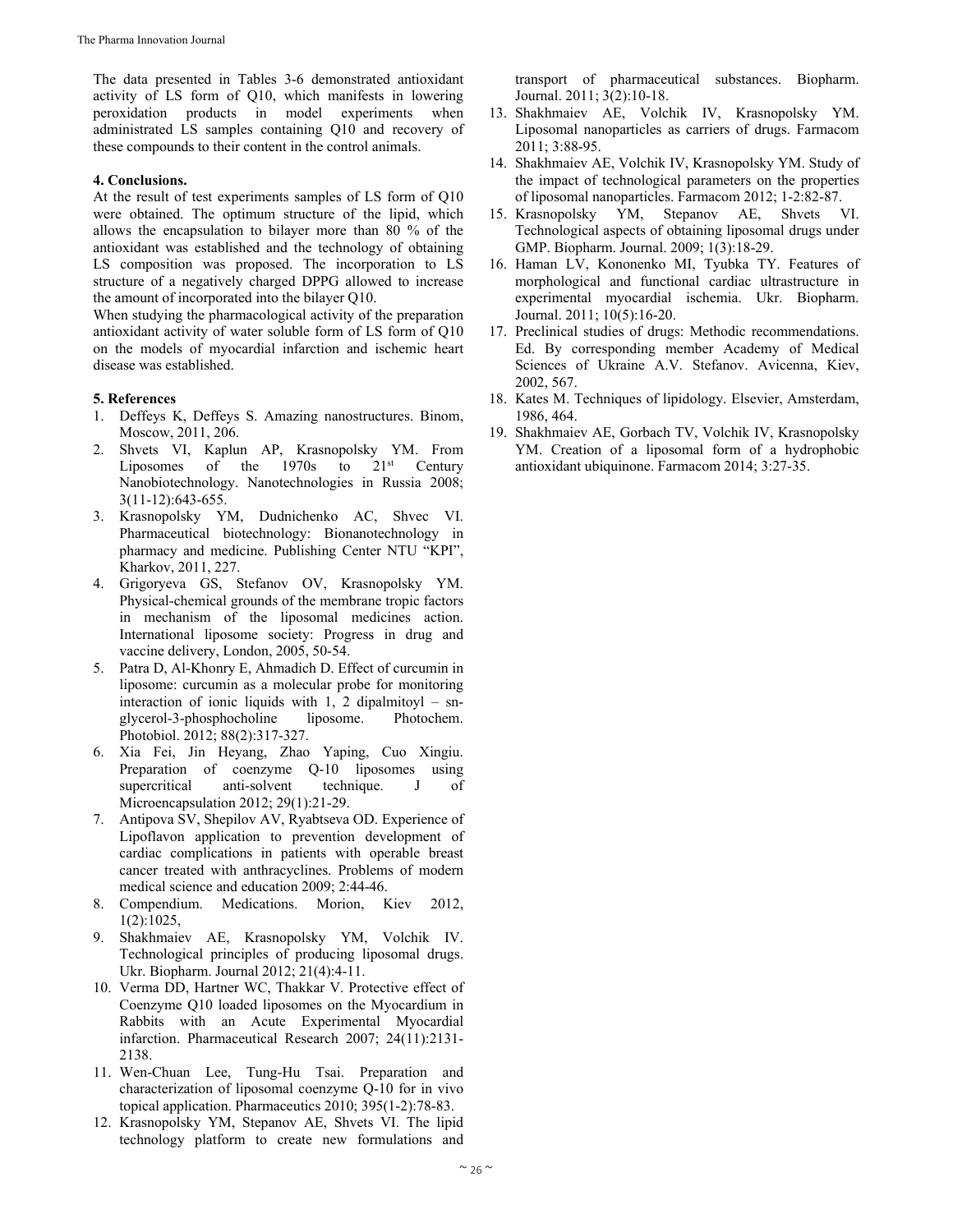The data presented in Tables 3-6 demonstrated antioxidant activity of LS form of Q10, which manifests in lowering peroxidation products in model experiments when administrated LS samples containing Q10 and recovery of these compounds to their content in the control animals.

## 4. Conclusions.

At the result of test experiments samples of LS form of Q10 were obtained. The optimum structure of the lipid, which allows the encapsulation to bilayer more than 80 % of the antioxidant was established and the technology of obtaining LS composition was proposed. The incorporation to LS structure of a negatively charged DPPG allowed to increase the amount of incorporated into the bilayer Q10.

When studying the pharmacological activity of the preparation antioxidant activity of water soluble form of LS form of Q10 on the models of myocardial infarction and ischemic heart disease was established.

## 5. References

1. Deffeys K, Deffeys S. Amazing nanostructures. Binom, Moscow, 2011, 206.
2. Shvets VI, Kaplun AP, Krasnopolsky YM. From Liposomes of the 1970s to 21st Century Nanobiotechnology. Nanotechnologies in Russia 2008; 3(11-12):643-655.
3. Krasnopolsky YM, Dudnichenko AC, Shvec VI. Pharmaceutical biotechnology: Bionanotechnology in pharmacy and medicine. Publishing Center NTU "KPI", Kharkov, 2011, 227.
4. Grigoryeva GS, Stefanov OV, Krasnopolsky YM. Physical-chemical grounds of the membrane tropic factors in mechanism of the liposomal medicines action. International liposome society: Progress in drug and vaccine delivery, London, 2005, 50-54.
5. Patra D, Al-Khonry E, Ahmadich D. Effect of curcumin in liposome: curcumin as a molecular probe for monitoring interaction of ionic liquids with 1, 2 dipalmitoyl – sn-glycerol-3-phosphocholine liposome. Photochem. Photobiol. 2012; 88(2):317-327.
6. Xia Fei, Jin Heyang, Zhao Yaping, Cuo Xingiu. Preparation of coenzyme Q-10 liposomes using supercritical anti-solvent technique. J of Microencapsulation 2012; 29(1):21-29.
7. Antipova SV, Shepilov AV, Ryabtseva OD. Experience of Lipoflavon application to prevention development of cardiac complications in patients with operable breast cancer treated with anthracyclines. Problems of modern medical science and education 2009; 2:44-46.
8. Compendium. Medications. Morion, Kiev 2012, 1(2):1025,
9. Shakhmaiev AE, Krasnopolsky YM, Volchik IV. Technological principles of producing liposomal drugs. Ukr. Biopharm. Journal 2012; 21(4):4-11.
10. Verma DD, Hartner WC, Thakkar V. Protective effect of Coenzyme Q10 loaded liposomes on the Myocardium in Rabbits with an Acute Experimental Myocardial infarction. Pharmaceutical Research 2007; 24(11):2131-2138.
11. Wen-Chuan Lee, Tung-Hu Tsai. Preparation and characterization of liposomal coenzyme Q-10 for in vivo topical application. Pharmaceutics 2010; 395(1-2):78-83.
12. Krasnopolsky YM, Stepanov AE, Shvets VI. The lipid technology platform to create new formulations and transport of pharmaceutical substances. Biopharm. Journal. 2011; 3(2):10-18.
13. Shakhmaiev AE, Volchik IV, Krasnopolsky YM. Liposomal nanoparticles as carriers of drugs. Farmacom 2011; 3:88-95.
14. Shakhmaiev AE, Volchik IV, Krasnopolsky YM. Study of the impact of technological parameters on the properties of liposomal nanoparticles. Farmacom 2012; 1-2:82-87.
15. Krasnopolsky YM, Stepanov AE, Shvets VI. Technological aspects of obtaining liposomal drugs under GMP. Biopharm. Journal. 2009; 1(3):18-29.
16. Haman LV, Kononenko MI, Tyubka TY. Features of morphological and functional cardiac ultrastructure in experimental myocardial ischemia. Ukr. Biopharm. Journal. 2011; 10(5):16-20.
17. Preclinical studies of drugs: Methodic recommendations. Ed. By corresponding member Academy of Medical Sciences of Ukraine A.V. Stefanov. Avicenna, Kiev, 2002, 567.
18. Kates M. Techniques of lipidology. Elsevier, Amsterdam, 1986, 464.
19. Shakhmaiev AE, Gorbach TV, Volchik IV, Krasnopolsky YM. Creation of a liposomal form of a hydrophobic antioxidant ubiquinone. Farmacom 2014; 3:27-35.